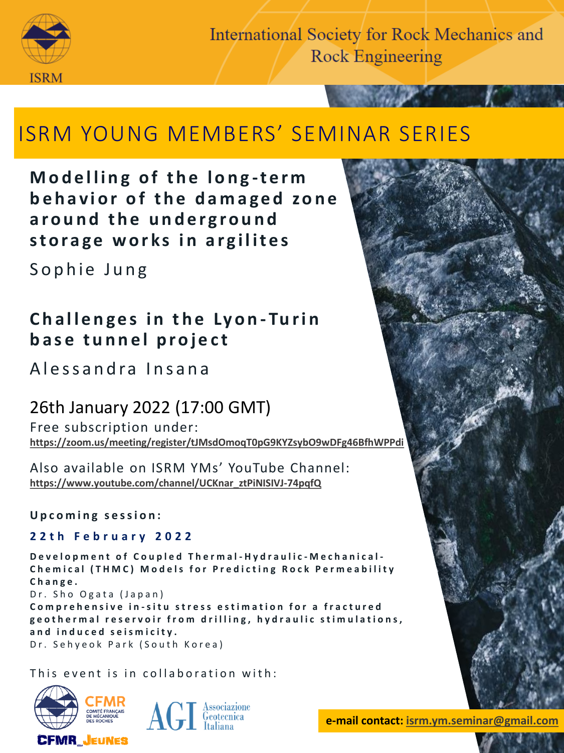International Society for Rock Mechanics and Rock Engineering

ISRM

# ISRM YOUNG MEMBERS' SEMINAR SERIES

## Modelling of the long-term behavior of the damaged zone around the underground storage works in argilites

Sophie Jung

## Challenges in the Lyon-Turin base tunnel project

Alessandra Insana

### 26th January 2022 (17:00 GMT)

Free subscription under:
**https://zoom.us/meeting/register/tJMsdOmoqT0pG9KYZsybO9wDFg46BfhWPPdi**

Also available on ISRM YMs' YouTube Channel:
**https://www.youtube.com/channel/UCKnar_ztPiNISIVJ-74pqfQ**

**Upcoming session:**

**22th February 2022**

**Development of Coupled Thermal-Hydraulic-Mechanical-Chemical (THMC) Models for Predicting Rock Permeability Change.**
Dr. Sho Ogata (Japan)

**Comprehensive in-situ stress estimation for a fractured geothermal reservoir from drilling, hydraulic stimulations, and induced seismicity.**
Dr. Sehyeok Park (South Korea)

This event is in collaboration with:

CFMR – Comité Français de Mécanique des Roches

CFMR_Jeunes

AGI – Associazione Geotecnica Italiana

**e-mail contact: isrm.ym.seminar@gmail.com**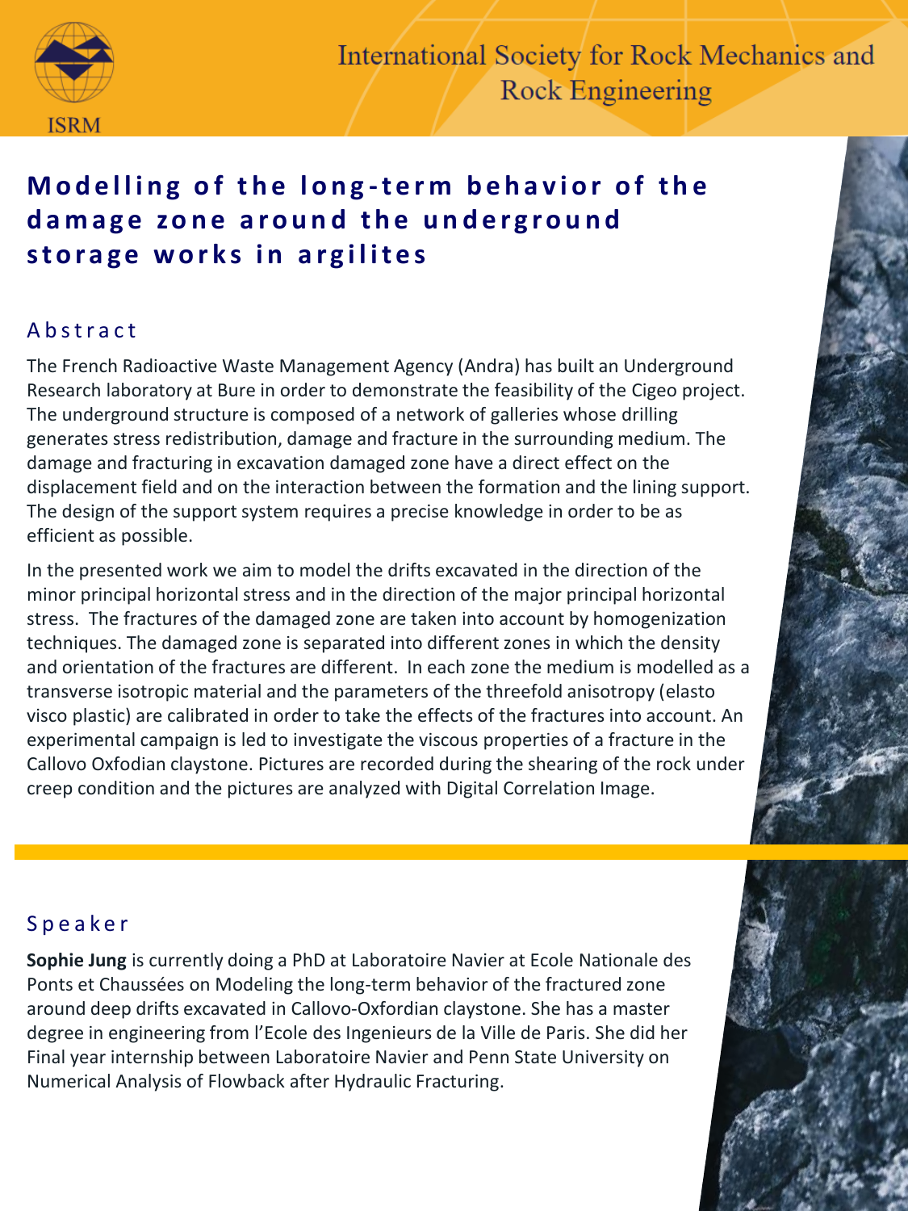International Society for Rock Mechanics and Rock Engineering

# Modelling of the long-term behavior of the damage zone around the underground storage works in argilites

## Abstract

The French Radioactive Waste Management Agency (Andra) has built an Underground Research laboratory at Bure in order to demonstrate the feasibility of the Cigeo project. The underground structure is composed of a network of galleries whose drilling generates stress redistribution, damage and fracture in the surrounding medium. The damage and fracturing in excavation damaged zone have a direct effect on the displacement field and on the interaction between the formation and the lining support. The design of the support system requires a precise knowledge in order to be as efficient as possible.

In the presented work we aim to model the drifts excavated in the direction of the minor principal horizontal stress and in the direction of the major principal horizontal stress. The fractures of the damaged zone are taken into account by homogenization techniques. The damaged zone is separated into different zones in which the density and orientation of the fractures are different. In each zone the medium is modelled as a transverse isotropic material and the parameters of the threefold anisotropy (elasto visco plastic) are calibrated in order to take the effects of the fractures into account. An experimental campaign is led to investigate the viscous properties of a fracture in the Callovo Oxfodian claystone. Pictures are recorded during the shearing of the rock under creep condition and the pictures are analyzed with Digital Correlation Image.

## Speaker

**Sophie Jung** is currently doing a PhD at Laboratoire Navier at Ecole Nationale des Ponts et Chaussées on Modeling the long-term behavior of the fractured zone around deep drifts excavated in Callovo-Oxfordian claystone. She has a master degree in engineering from l'Ecole des Ingenieurs de la Ville de Paris. She did her Final year internship between Laboratoire Navier and Penn State University on Numerical Analysis of Flowback after Hydraulic Fracturing.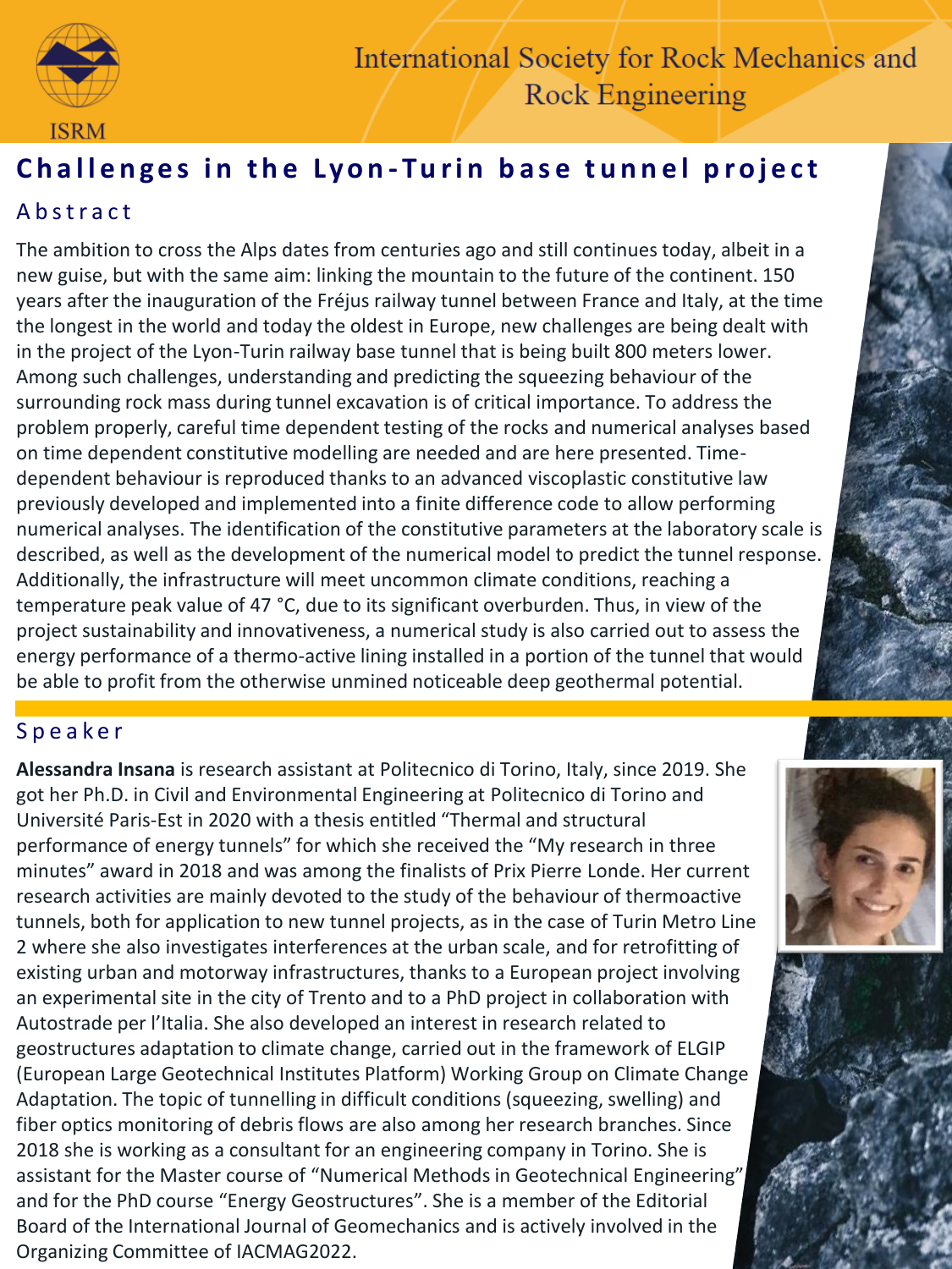International Society for Rock Mechanics and Rock Engineering

ISRM

# Challenges in the Lyon-Turin base tunnel project

## Abstract

The ambition to cross the Alps dates from centuries ago and still continues today, albeit in a new guise, but with the same aim: linking the mountain to the future of the continent. 150 years after the inauguration of the Fréjus railway tunnel between France and Italy, at the time the longest in the world and today the oldest in Europe, new challenges are being dealt with in the project of the Lyon-Turin railway base tunnel that is being built 800 meters lower. Among such challenges, understanding and predicting the squeezing behaviour of the surrounding rock mass during tunnel excavation is of critical importance. To address the problem properly, careful time dependent testing of the rocks and numerical analyses based on time dependent constitutive modelling are needed and are here presented. Time-dependent behaviour is reproduced thanks to an advanced viscoplastic constitutive law previously developed and implemented into a finite difference code to allow performing numerical analyses. The identification of the constitutive parameters at the laboratory scale is described, as well as the development of the numerical model to predict the tunnel response. Additionally, the infrastructure will meet uncommon climate conditions, reaching a temperature peak value of 47 °C, due to its significant overburden. Thus, in view of the project sustainability and innovativeness, a numerical study is also carried out to assess the energy performance of a thermo-active lining installed in a portion of the tunnel that would be able to profit from the otherwise unmined noticeable deep geothermal potential.

## Speaker

**Alessandra Insana** is research assistant at Politecnico di Torino, Italy, since 2019. She got her Ph.D. in Civil and Environmental Engineering at Politecnico di Torino and Université Paris-Est in 2020 with a thesis entitled "Thermal and structural performance of energy tunnels" for which she received the "My research in three minutes" award in 2018 and was among the finalists of Prix Pierre Londe. Her current research activities are mainly devoted to the study of the behaviour of thermoactive tunnels, both for application to new tunnel projects, as in the case of Turin Metro Line 2 where she also investigates interferences at the urban scale, and for retrofitting of existing urban and motorway infrastructures, thanks to a European project involving an experimental site in the city of Trento and to a PhD project in collaboration with Autostrade per l'Italia. She also developed an interest in research related to geostructures adaptation to climate change, carried out in the framework of ELGIP (European Large Geotechnical Institutes Platform) Working Group on Climate Change Adaptation. The topic of tunnelling in difficult conditions (squeezing, swelling) and fiber optics monitoring of debris flows are also among her research branches. Since 2018 she is working as a consultant for an engineering company in Torino. She is assistant for the Master course of "Numerical Methods in Geotechnical Engineering" and for the PhD course "Energy Geostructures". She is a member of the Editorial Board of the International Journal of Geomechanics and is actively involved in the Organizing Committee of IACMAG2022.